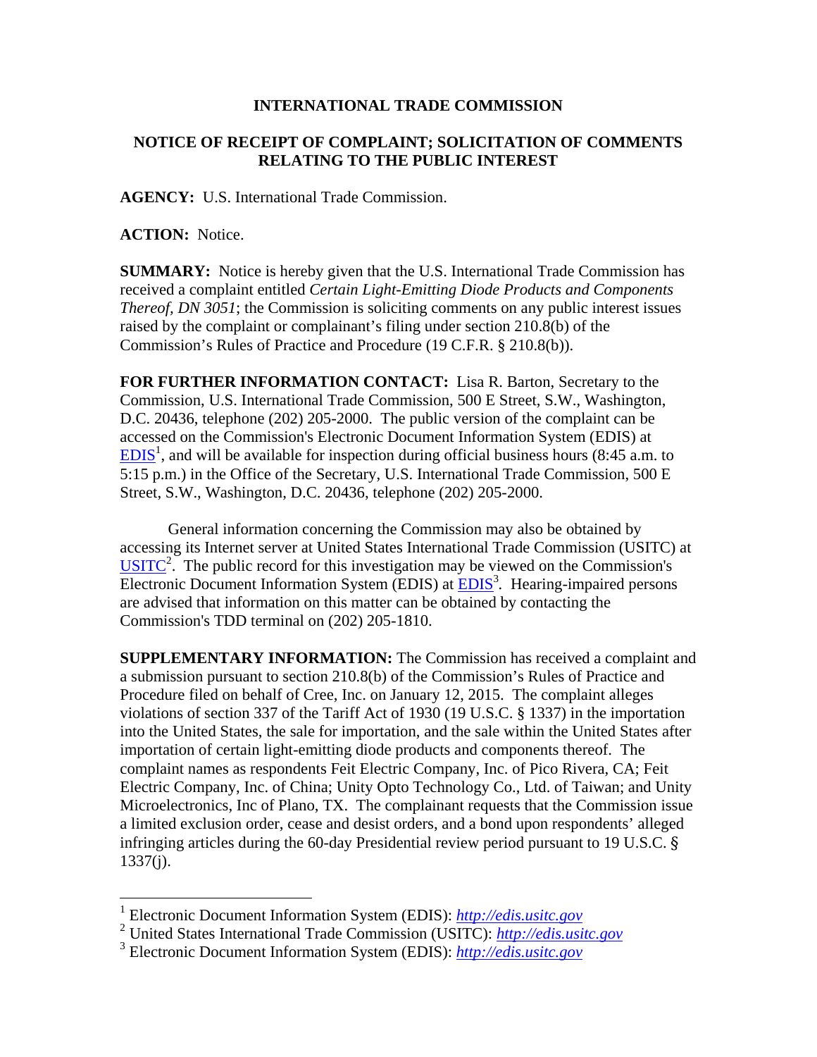**INTERNATIONAL TRADE COMMISSION**

**NOTICE OF RECEIPT OF COMPLAINT; SOLICITATION OF COMMENTS RELATING TO THE PUBLIC INTEREST**

**AGENCY:** U.S. International Trade Commission.

**ACTION:** Notice.

**SUMMARY:** Notice is hereby given that the U.S. International Trade Commission has received a complaint entitled *Certain Light-Emitting Diode Products and Components Thereof, DN 3051*; the Commission is soliciting comments on any public interest issues raised by the complaint or complainant's filing under section 210.8(b) of the Commission's Rules of Practice and Procedure (19 C.F.R. § 210.8(b)).

**FOR FURTHER INFORMATION CONTACT:** Lisa R. Barton, Secretary to the Commission, U.S. International Trade Commission, 500 E Street, S.W., Washington, D.C. 20436, telephone (202) 205-2000. The public version of the complaint can be accessed on the Commission's Electronic Document Information System (EDIS) at EDIS[1], and will be available for inspection during official business hours (8:45 a.m. to 5:15 p.m.) in the Office of the Secretary, U.S. International Trade Commission, 500 E Street, S.W., Washington, D.C. 20436, telephone (202) 205-2000.

General information concerning the Commission may also be obtained by accessing its Internet server at United States International Trade Commission (USITC) at USITC[2]. The public record for this investigation may be viewed on the Commission's Electronic Document Information System (EDIS) at EDIS[3]. Hearing-impaired persons are advised that information on this matter can be obtained by contacting the Commission's TDD terminal on (202) 205-1810.

**SUPPLEMENTARY INFORMATION:** The Commission has received a complaint and a submission pursuant to section 210.8(b) of the Commission's Rules of Practice and Procedure filed on behalf of Cree, Inc. on January 12, 2015. The complaint alleges violations of section 337 of the Tariff Act of 1930 (19 U.S.C. § 1337) in the importation into the United States, the sale for importation, and the sale within the United States after importation of certain light-emitting diode products and components thereof. The complaint names as respondents Feit Electric Company, Inc. of Pico Rivera, CA; Feit Electric Company, Inc. of China; Unity Opto Technology Co., Ltd. of Taiwan; and Unity Microelectronics, Inc of Plano, TX. The complainant requests that the Commission issue a limited exclusion order, cease and desist orders, and a bond upon respondents' alleged infringing articles during the 60-day Presidential review period pursuant to 19 U.S.C. § 1337(j).

---

[1] Electronic Document Information System (EDIS): *http://edis.usitc.gov*

[2] United States International Trade Commission (USITC): *http://edis.usitc.gov*

[3] Electronic Document Information System (EDIS): *http://edis.usitc.gov*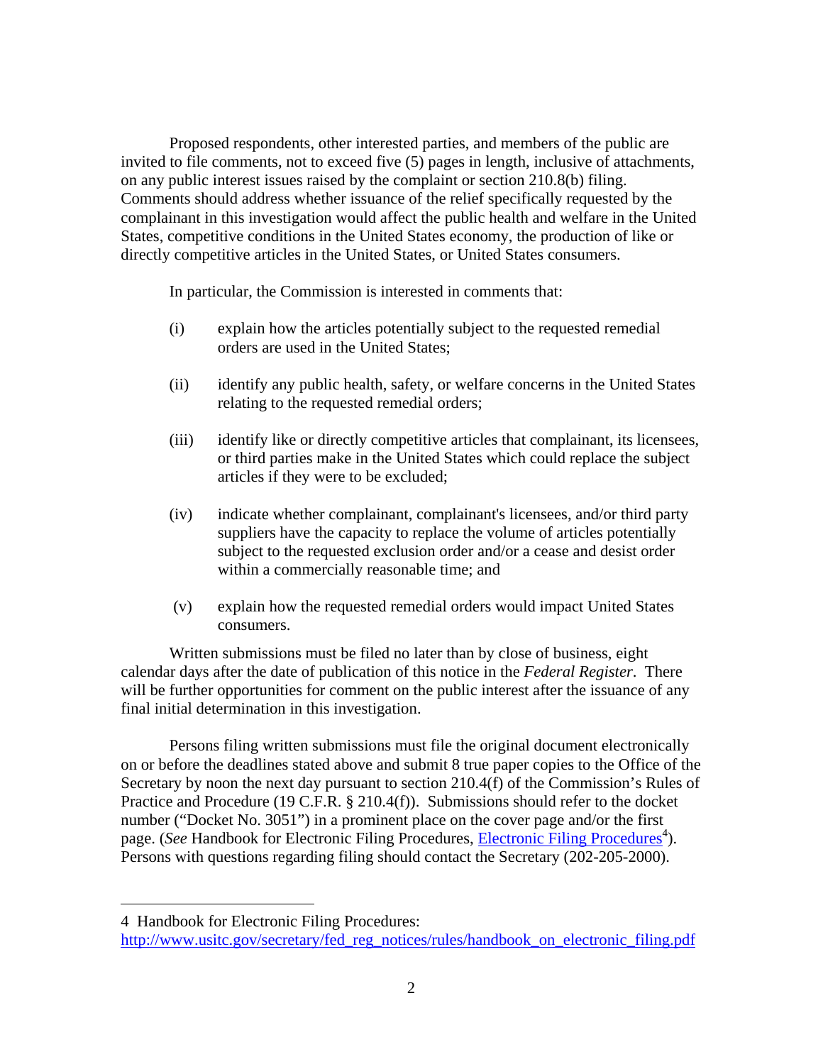Proposed respondents, other interested parties, and members of the public are invited to file comments, not to exceed five (5) pages in length, inclusive of attachments, on any public interest issues raised by the complaint or section 210.8(b) filing. Comments should address whether issuance of the relief specifically requested by the complainant in this investigation would affect the public health and welfare in the United States, competitive conditions in the United States economy, the production of like or directly competitive articles in the United States, or United States consumers.

In particular, the Commission is interested in comments that:

(i) explain how the articles potentially subject to the requested remedial orders are used in the United States;

(ii) identify any public health, safety, or welfare concerns in the United States relating to the requested remedial orders;

(iii) identify like or directly competitive articles that complainant, its licensees, or third parties make in the United States which could replace the subject articles if they were to be excluded;

(iv) indicate whether complainant, complainant's licensees, and/or third party suppliers have the capacity to replace the volume of articles potentially subject to the requested exclusion order and/or a cease and desist order within a commercially reasonable time; and

(v) explain how the requested remedial orders would impact United States consumers.

Written submissions must be filed no later than by close of business, eight calendar days after the date of publication of this notice in the *Federal Register*. There will be further opportunities for comment on the public interest after the issuance of any final initial determination in this investigation.

Persons filing written submissions must file the original document electronically on or before the deadlines stated above and submit 8 true paper copies to the Office of the Secretary by noon the next day pursuant to section 210.4(f) of the Commission's Rules of Practice and Procedure (19 C.F.R. § 210.4(f)). Submissions should refer to the docket number ("Docket No. 3051") in a prominent place on the cover page and/or the first page. (*See* Handbook for Electronic Filing Procedures, Electronic Filing Procedures[4]). Persons with questions regarding filing should contact the Secretary (202-205-2000).

---

4 Handbook for Electronic Filing Procedures: http://www.usitc.gov/secretary/fed_reg_notices/rules/handbook_on_electronic_filing.pdf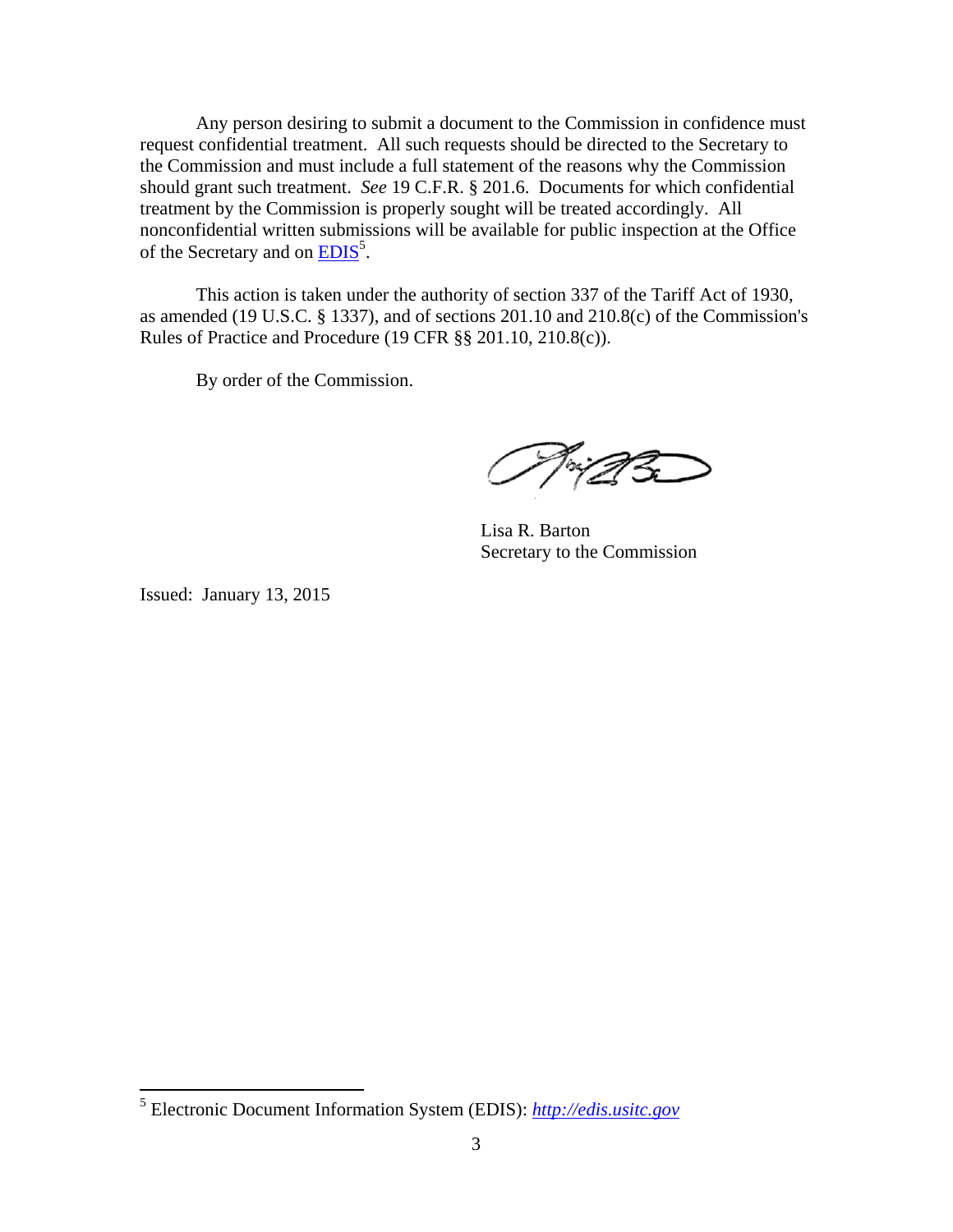Any person desiring to submit a document to the Commission in confidence must request confidential treatment. All such requests should be directed to the Secretary to the Commission and must include a full statement of the reasons why the Commission should grant such treatment. *See* 19 C.F.R. § 201.6. Documents for which confidential treatment by the Commission is properly sought will be treated accordingly. All nonconfidential written submissions will be available for public inspection at the Office of the Secretary and on EDIS[5].

This action is taken under the authority of section 337 of the Tariff Act of 1930, as amended (19 U.S.C. § 1337), and of sections 201.10 and 210.8(c) of the Commission's Rules of Practice and Procedure (19 CFR §§ 201.10, 210.8(c)).

By order of the Commission.

Lisa R. Barton
Secretary to the Commission

Issued: January 13, 2015

[5] Electronic Document Information System (EDIS): *http://edis.usitc.gov*